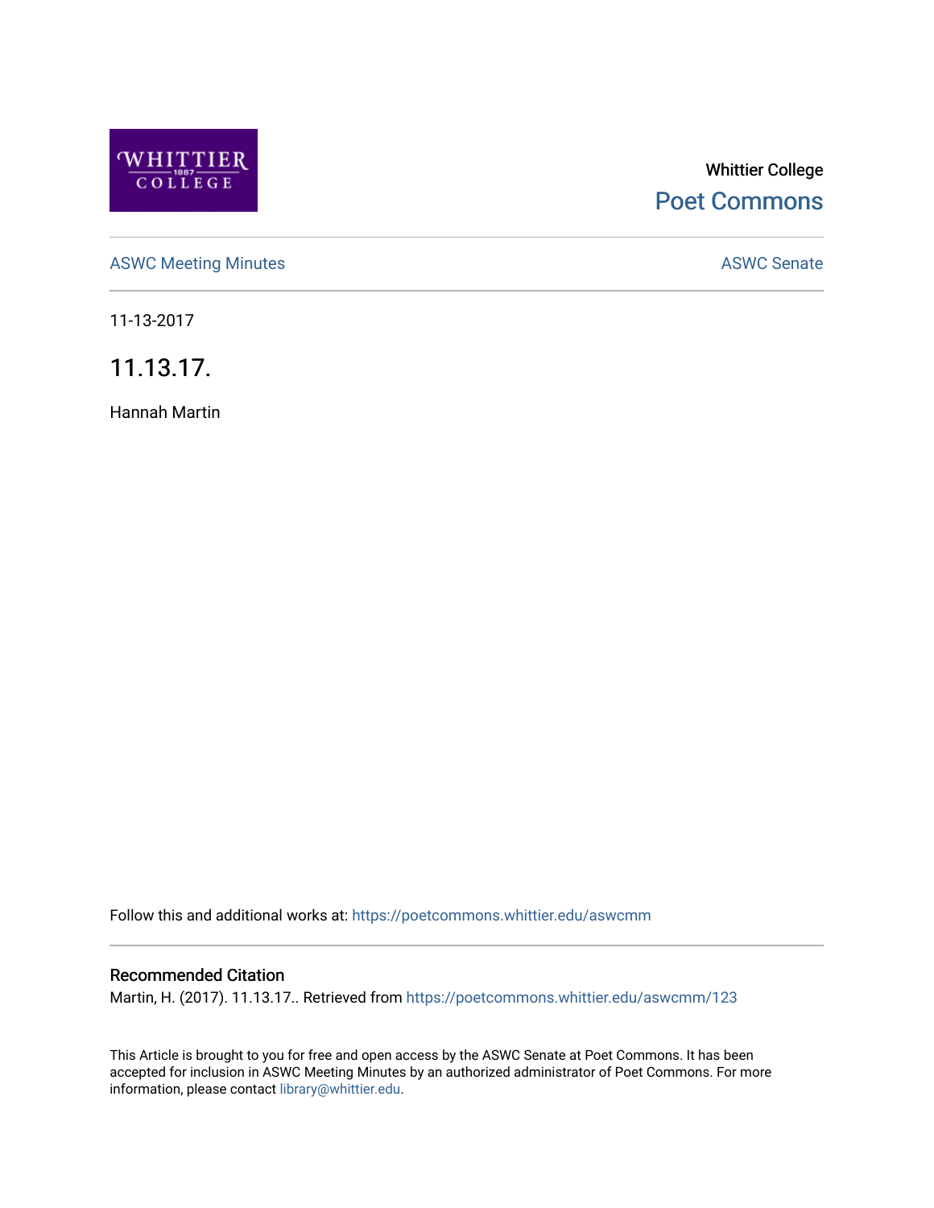Whittier College

Poet Commons

ASWC Meeting Minutes

ASWC Senate

11-13-2017

# 11.13.17.

Hannah Martin

Follow this and additional works at: https://poetcommons.whittier.edu/aswcmm

## Recommended Citation

Martin, H. (2017). 11.13.17.. Retrieved from https://poetcommons.whittier.edu/aswcmm/123

This Article is brought to you for free and open access by the ASWC Senate at Poet Commons. It has been accepted for inclusion in ASWC Meeting Minutes by an authorized administrator of Poet Commons. For more information, please contact library@whittier.edu.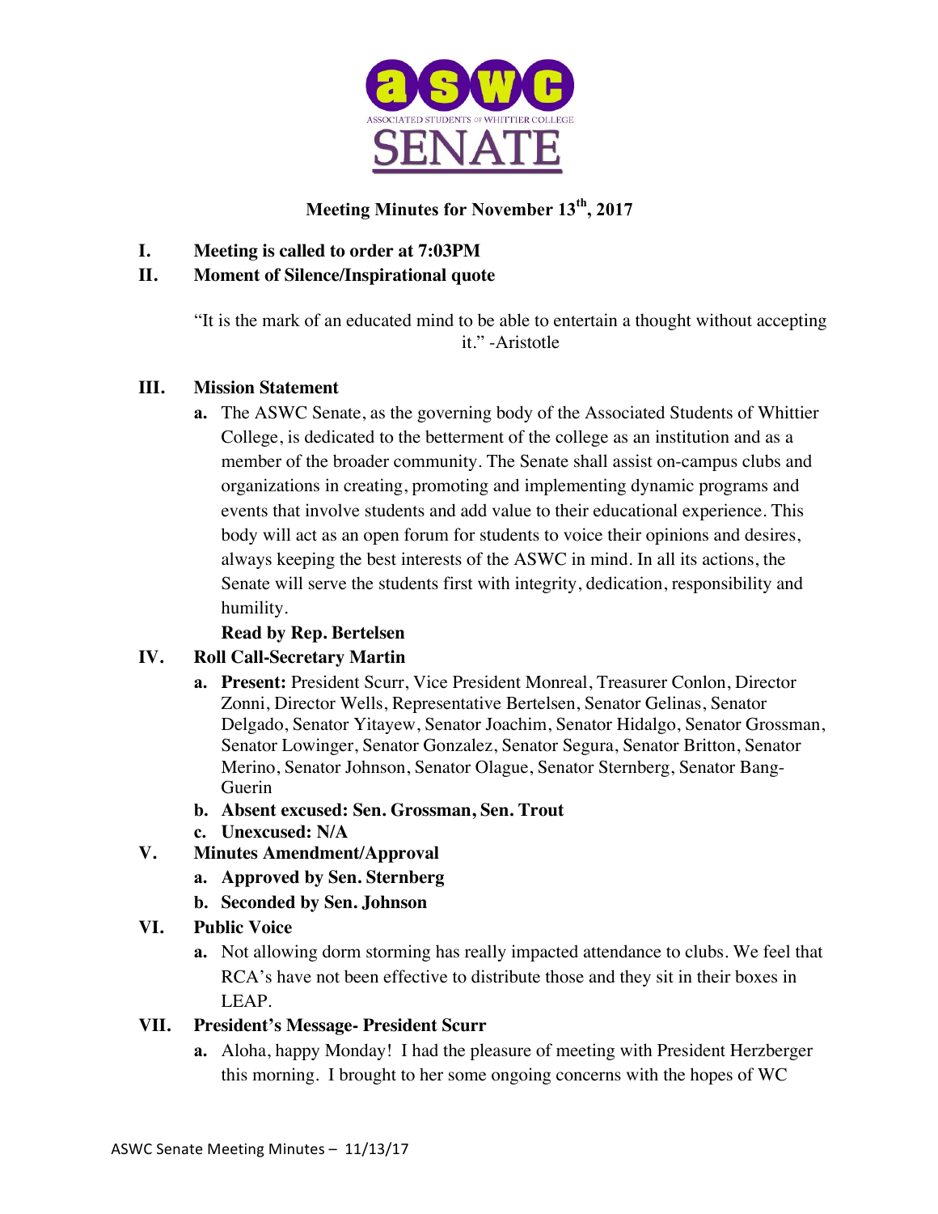**Meeting Minutes for November 13th, 2017**

**I. Meeting is called to order at 7:03PM**

**II. Moment of Silence/Inspirational quote**

"It is the mark of an educated mind to be able to entertain a thought without accepting it." -Aristotle

**III. Mission Statement**

a. The ASWC Senate, as the governing body of the Associated Students of Whittier College, is dedicated to the betterment of the college as an institution and as a member of the broader community. The Senate shall assist on-campus clubs and organizations in creating, promoting and implementing dynamic programs and events that involve students and add value to their educational experience. This body will act as an open forum for students to voice their opinions and desires, always keeping the best interests of the ASWC in mind. In all its actions, the Senate will serve the students first with integrity, dedication, responsibility and humility.

**Read by Rep. Bertelsen**

**IV. Roll Call-Secretary Martin**

a. **Present:** President Scurr, Vice President Monreal, Treasurer Conlon, Director Zonni, Director Wells, Representative Bertelsen, Senator Gelinas, Senator Delgado, Senator Yitayew, Senator Joachim, Senator Hidalgo, Senator Grossman, Senator Lowinger, Senator Gonzalez, Senator Segura, Senator Britton, Senator Merino, Senator Johnson, Senator Olague, Senator Sternberg, Senator Bang-Guerin

b. **Absent excused: Sen. Grossman, Sen. Trout**

c. **Unexcused: N/A**

**V. Minutes Amendment/Approval**

a. **Approved by Sen. Sternberg**

b. **Seconded by Sen. Johnson**

**VI. Public Voice**

a. Not allowing dorm storming has really impacted attendance to clubs. We feel that RCA's have not been effective to distribute those and they sit in their boxes in LEAP.

**VII. President's Message- President Scurr**

a. Aloha, happy Monday! I had the pleasure of meeting with President Herzberger this morning. I brought to her some ongoing concerns with the hopes of WC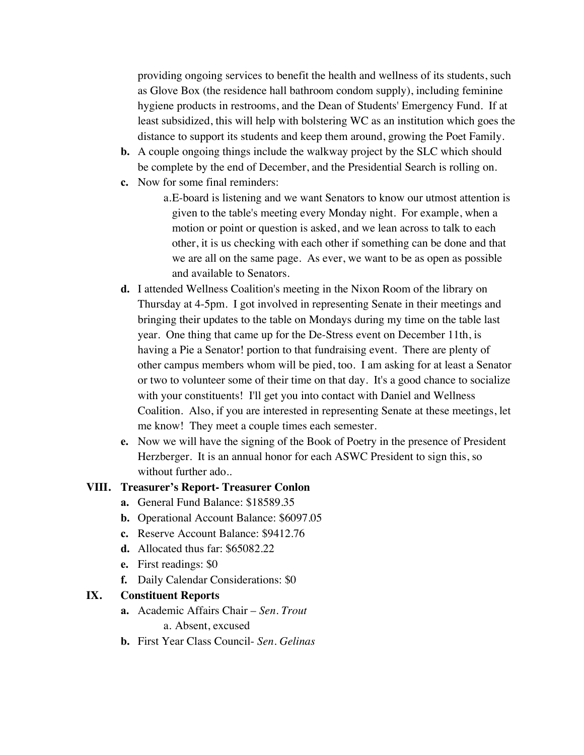providing ongoing services to benefit the health and wellness of its students, such as Glove Box (the residence hall bathroom condom supply), including feminine hygiene products in restrooms, and the Dean of Students' Emergency Fund. If at least subsidized, this will help with bolstering WC as an institution which goes the distance to support its students and keep them around, growing the Poet Family.

- **b.** A couple ongoing things include the walkway project by the SLC which should be complete by the end of December, and the Presidential Search is rolling on.
- **c.** Now for some final reminders:
    - a. E-board is listening and we want Senators to know our utmost attention is given to the table's meeting every Monday night. For example, when a motion or point or question is asked, and we lean across to talk to each other, it is us checking with each other if something can be done and that we are all on the same page. As ever, we want to be as open as possible and available to Senators.
- **d.** I attended Wellness Coalition's meeting in the Nixon Room of the library on Thursday at 4-5pm. I got involved in representing Senate in their meetings and bringing their updates to the table on Mondays during my time on the table last year. One thing that came up for the De-Stress event on December 11th, is having a Pie a Senator! portion to that fundraising event. There are plenty of other campus members whom will be pied, too. I am asking for at least a Senator or two to volunteer some of their time on that day. It's a good chance to socialize with your constituents! I'll get you into contact with Daniel and Wellness Coalition. Also, if you are interested in representing Senate at these meetings, let me know! They meet a couple times each semester.
- **e.** Now we will have the signing of the Book of Poetry in the presence of President Herzberger. It is an annual honor for each ASWC President to sign this, so without further ado..

## VIII. Treasurer's Report- Treasurer Conlon

- **a.** General Fund Balance: $18589.35
- **b.** Operational Account Balance: $6097.05
- **c.** Reserve Account Balance: $9412.76
- **d.** Allocated thus far: $65082.22
- **e.** First readings: $0
- **f.** Daily Calendar Considerations: $0

## IX. Constituent Reports

- **a.** Academic Affairs Chair – *Sen. Trout*
    - a. Absent, excused
- **b.** First Year Class Council- *Sen. Gelinas*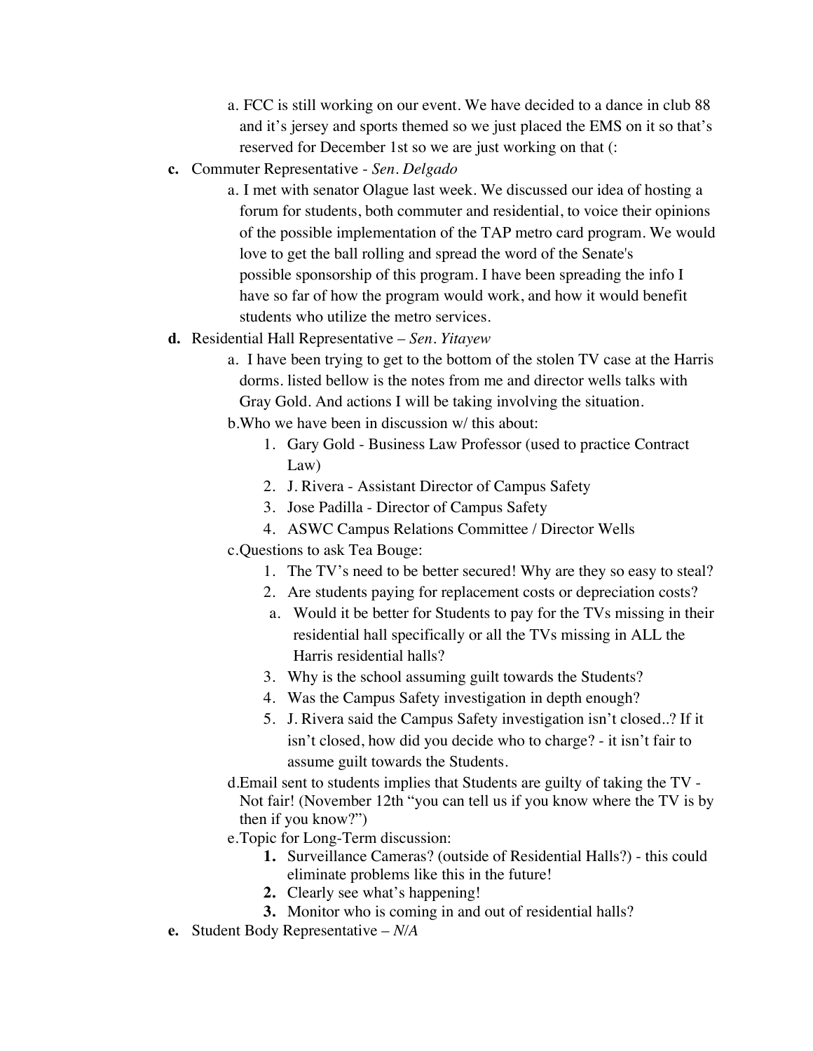a. FCC is still working on our event. We have decided to a dance in club 88 and it's jersey and sports themed so we just placed the EMS on it so that's reserved for December 1st so we are just working on that (:

**c.** Commuter Representative - *Sen. Delgado*

a. I met with senator Olague last week. We discussed our idea of hosting a forum for students, both commuter and residential, to voice their opinions of the possible implementation of the TAP metro card program. We would love to get the ball rolling and spread the word of the Senate's possible sponsorship of this program. I have been spreading the info I have so far of how the program would work, and how it would benefit students who utilize the metro services.

**d.** Residential Hall Representative – *Sen. Yitayew*

a. I have been trying to get to the bottom of the stolen TV case at the Harris dorms. listed bellow is the notes from me and director wells talks with Gray Gold. And actions I will be taking involving the situation.

b. Who we have been in discussion w/ this about:

1. Gary Gold - Business Law Professor (used to practice Contract Law)
2. J. Rivera - Assistant Director of Campus Safety
3. Jose Padilla - Director of Campus Safety
4. ASWC Campus Relations Committee / Director Wells

c. Questions to ask Tea Bouge:

1. The TV's need to be better secured! Why are they so easy to steal?
2. Are students paying for replacement costs or depreciation costs?
   a. Would it be better for Students to pay for the TVs missing in their residential hall specifically or all the TVs missing in ALL the Harris residential halls?
3. Why is the school assuming guilt towards the Students?
4. Was the Campus Safety investigation in depth enough?
5. J. Rivera said the Campus Safety investigation isn't closed..? If it isn't closed, how did you decide who to charge? - it isn't fair to assume guilt towards the Students.

d. Email sent to students implies that Students are guilty of taking the TV - Not fair! (November 12th "you can tell us if you know where the TV is by then if you know?")

e. Topic for Long-Term discussion:

1. Surveillance Cameras? (outside of Residential Halls?) - this could eliminate problems like this in the future!
2. Clearly see what's happening!
3. Monitor who is coming in and out of residential halls?

**e.** Student Body Representative – *N/A*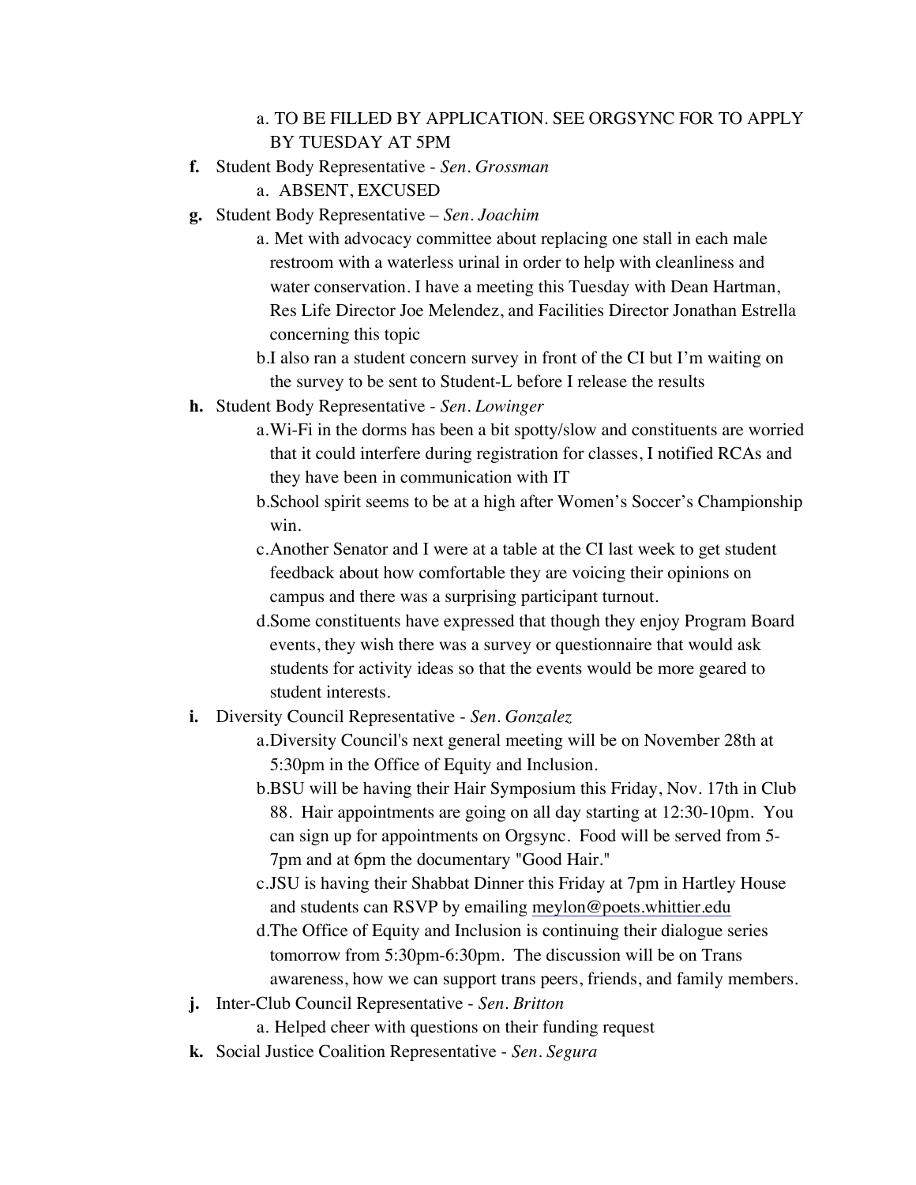a. TO BE FILLED BY APPLICATION. SEE ORGSYNC FOR TO APPLY BY TUESDAY AT 5PM

**f.** Student Body Representative - *Sen. Grossman*

  a. ABSENT, EXCUSED

**g.** Student Body Representative – *Sen. Joachim*

  a. Met with advocacy committee about replacing one stall in each male restroom with a waterless urinal in order to help with cleanliness and water conservation. I have a meeting this Tuesday with Dean Hartman, Res Life Director Joe Melendez, and Facilities Director Jonathan Estrella concerning this topic

  b. I also ran a student concern survey in front of the CI but I'm waiting on the survey to be sent to Student-L before I release the results

**h.** Student Body Representative - *Sen. Lowinger*

  a. Wi-Fi in the dorms has been a bit spotty/slow and constituents are worried that it could interfere during registration for classes, I notified RCAs and they have been in communication with IT

  b. School spirit seems to be at a high after Women's Soccer's Championship win.

  c. Another Senator and I were at a table at the CI last week to get student feedback about how comfortable they are voicing their opinions on campus and there was a surprising participant turnout.

  d. Some constituents have expressed that though they enjoy Program Board events, they wish there was a survey or questionnaire that would ask students for activity ideas so that the events would be more geared to student interests.

**i.** Diversity Council Representative - *Sen. Gonzalez*

  a. Diversity Council's next general meeting will be on November 28th at 5:30pm in the Office of Equity and Inclusion.

  b. BSU will be having their Hair Symposium this Friday, Nov. 17th in Club 88. Hair appointments are going on all day starting at 12:30-10pm. You can sign up for appointments on Orgsync. Food will be served from 5-7pm and at 6pm the documentary "Good Hair."

  c. JSU is having their Shabbat Dinner this Friday at 7pm in Hartley House and students can RSVP by emailing meylon@poets.whittier.edu

  d. The Office of Equity and Inclusion is continuing their dialogue series tomorrow from 5:30pm-6:30pm. The discussion will be on Trans awareness, how we can support trans peers, friends, and family members.

**j.** Inter-Club Council Representative - *Sen. Britton*

  a. Helped cheer with questions on their funding request

**k.** Social Justice Coalition Representative - *Sen. Segura*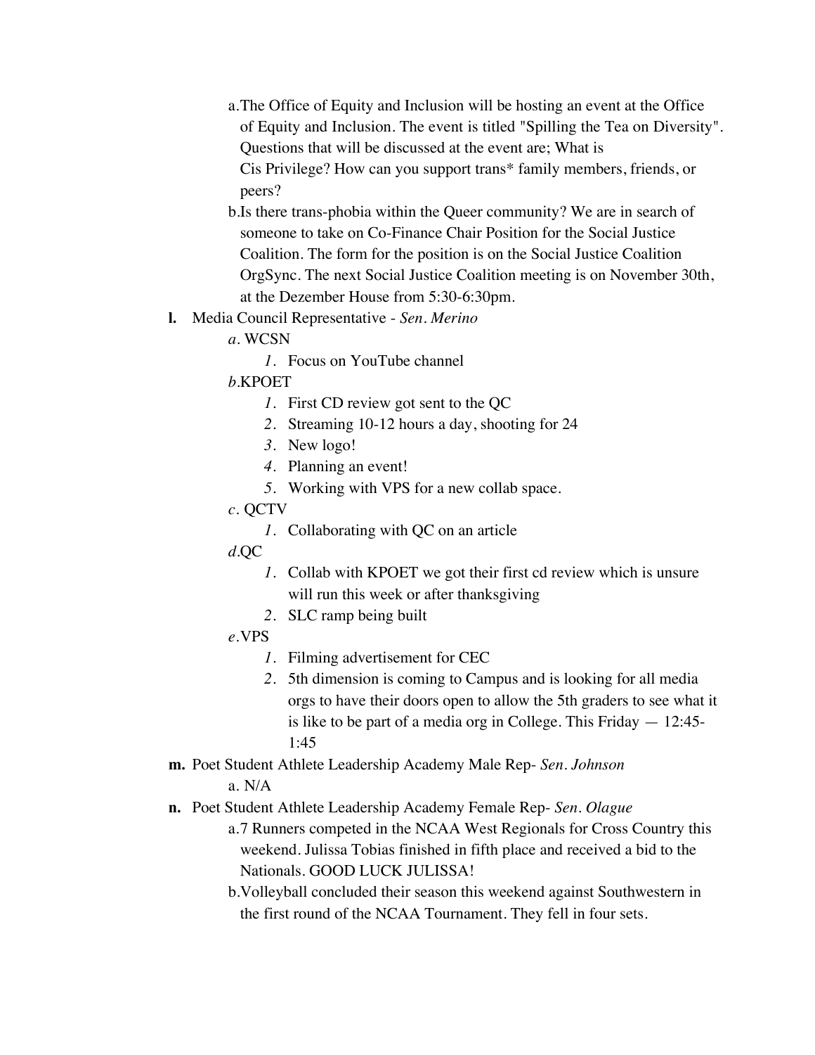a. The Office of Equity and Inclusion will be hosting an event at the Office of Equity and Inclusion. The event is titled "Spilling the Tea on Diversity". Questions that will be discussed at the event are; What is Cis Privilege? How can you support trans* family members, friends, or peers?

b. Is there trans-phobia within the Queer community? We are in search of someone to take on Co-Finance Chair Position for the Social Justice Coalition. The form for the position is on the Social Justice Coalition OrgSync. The next Social Justice Coalition meeting is on November 30th, at the Dezember House from 5:30-6:30pm.

**l.** Media Council Representative - *Sen. Merino*

*a.* WCSN
   1. Focus on YouTube channel

*b.* KPOET
   1. First CD review got sent to the QC
   2. Streaming 10-12 hours a day, shooting for 24
   3. New logo!
   4. Planning an event!
   5. Working with VPS for a new collab space.

*c.* QCTV
   1. Collaborating with QC on an article

*d.* QC
   1. Collab with KPOET we got their first cd review which is unsure will run this week or after thanksgiving
   2. SLC ramp being built

*e.* VPS
   1. Filming advertisement for CEC
   2. 5th dimension is coming to Campus and is looking for all media orgs to have their doors open to allow the 5th graders to see what it is like to be part of a media org in College. This Friday — 12:45-1:45

**m.** Poet Student Athlete Leadership Academy Male Rep- *Sen. Johnson*

a. N/A

**n.** Poet Student Athlete Leadership Academy Female Rep- *Sen. Olague*

a. 7 Runners competed in the NCAA West Regionals for Cross Country this weekend. Julissa Tobias finished in fifth place and received a bid to the Nationals. GOOD LUCK JULISSA!

b. Volleyball concluded their season this weekend against Southwestern in the first round of the NCAA Tournament. They fell in four sets.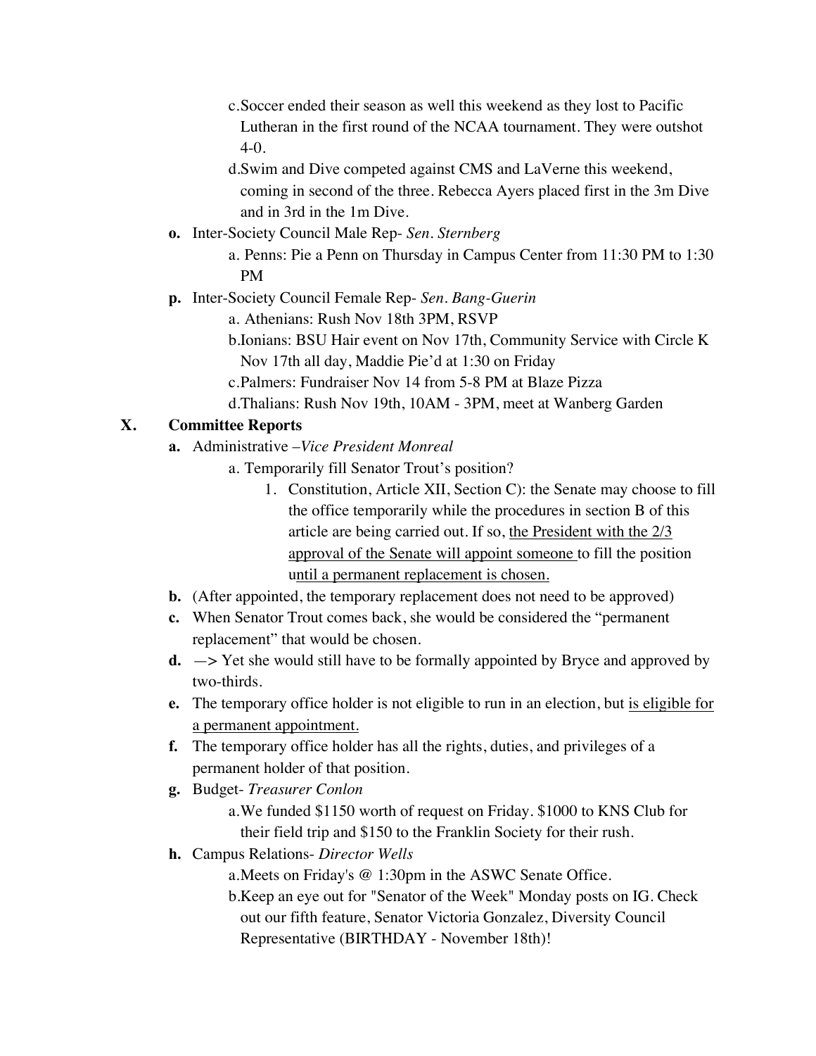c. Soccer ended their season as well this weekend as they lost to Pacific Lutheran in the first round of the NCAA tournament. They were outshot 4-0.

d. Swim and Dive competed against CMS and LaVerne this weekend, coming in second of the three. Rebecca Ayers placed first in the 3m Dive and in 3rd in the 1m Dive.

**o.** Inter-Society Council Male Rep- *Sen. Sternberg*

a. Penns: Pie a Penn on Thursday in Campus Center from 11:30 PM to 1:30 PM

**p.** Inter-Society Council Female Rep- *Sen. Bang-Guerin*

a. Athenians: Rush Nov 18th 3PM, RSVP

b. Ionians: BSU Hair event on Nov 17th, Community Service with Circle K Nov 17th all day, Maddie Pie'd at 1:30 on Friday

c. Palmers: Fundraiser Nov 14 from 5-8 PM at Blaze Pizza

d. Thalians: Rush Nov 19th, 10AM - 3PM, meet at Wanberg Garden

## X. Committee Reports

**a.** Administrative –*Vice President Monreal*

a. Temporarily fill Senator Trout's position?

1. Constitution, Article XII, Section C): the Senate may choose to fill the office temporarily while the procedures in section B of this article are being carried out. If so, <u>the President with the 2/3 approval of the Senate will appoint someone </u>to fill the position u<u>ntil a permanent replacement is chosen.</u>

**b.** (After appointed, the temporary replacement does not need to be approved)

**c.** When Senator Trout comes back, she would be considered the "permanent replacement" that would be chosen.

**d.** —> Yet she would still have to be formally appointed by Bryce and approved by two-thirds.

**e.** The temporary office holder is not eligible to run in an election, but <u>is eligible for a permanent appointment.</u>

**f.** The temporary office holder has all the rights, duties, and privileges of a permanent holder of that position.

**g.** Budget- *Treasurer Conlon*

a. We funded $1150 worth of request on Friday. $1000 to KNS Club for their field trip and $150 to the Franklin Society for their rush.

**h.** Campus Relations- *Director Wells*

a. Meets on Friday's @ 1:30pm in the ASWC Senate Office.

b. Keep an eye out for "Senator of the Week" Monday posts on IG. Check out our fifth feature, Senator Victoria Gonzalez, Diversity Council Representative (BIRTHDAY - November 18th)!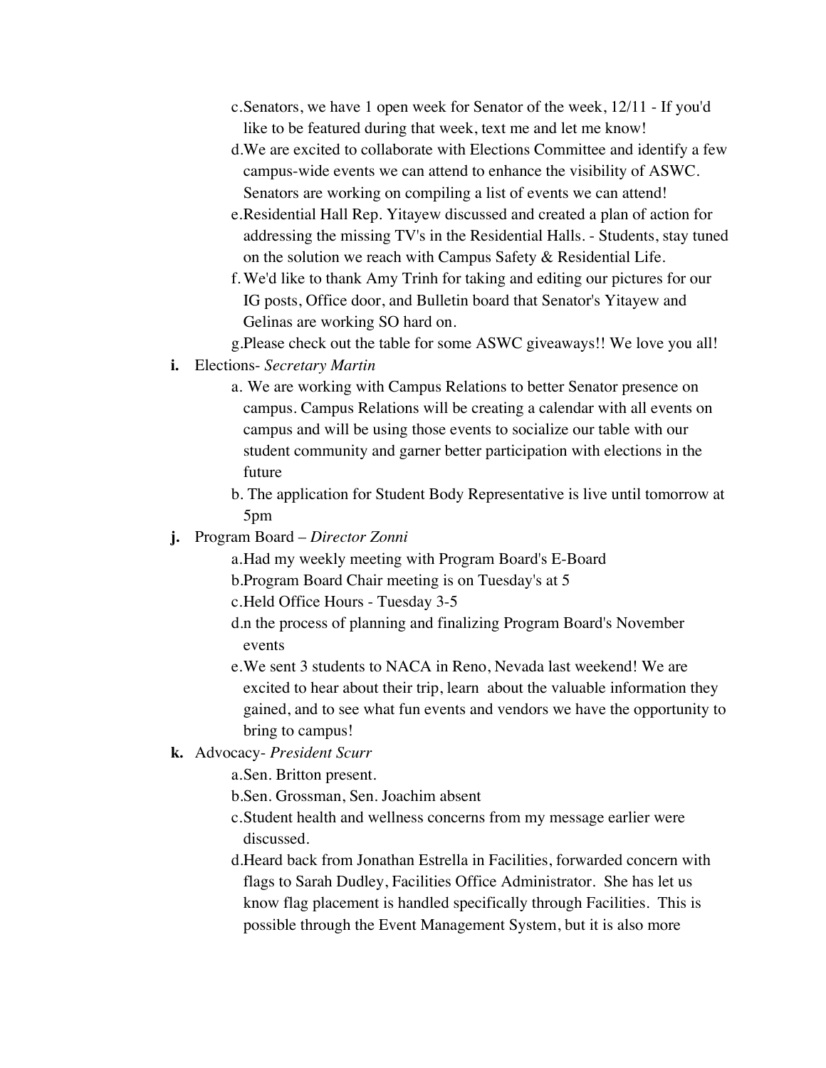c. Senators, we have 1 open week for Senator of the week, 12/11 - If you'd like to be featured during that week, text me and let me know!
d. We are excited to collaborate with Elections Committee and identify a few campus-wide events we can attend to enhance the visibility of ASWC. Senators are working on compiling a list of events we can attend!
e. Residential Hall Rep. Yitayew discussed and created a plan of action for addressing the missing TV's in the Residential Halls. - Students, stay tuned on the solution we reach with Campus Safety & Residential Life.
f. We'd like to thank Amy Trinh for taking and editing our pictures for our IG posts, Office door, and Bulletin board that Senator's Yitayew and Gelinas are working SO hard on.
g. Please check out the table for some ASWC giveaways!! We love you all!

**i.** Elections- *Secretary Martin*

a. We are working with Campus Relations to better Senator presence on campus. Campus Relations will be creating a calendar with all events on campus and will be using those events to socialize our table with our student community and garner better participation with elections in the future
b. The application for Student Body Representative is live until tomorrow at 5pm

**j.** Program Board – *Director Zonni*

a. Had my weekly meeting with Program Board's E-Board
b. Program Board Chair meeting is on Tuesday's at 5
c. Held Office Hours - Tuesday 3-5
d. n the process of planning and finalizing Program Board's November events
e. We sent 3 students to NACA in Reno, Nevada last weekend! We are excited to hear about their trip, learn about the valuable information they gained, and to see what fun events and vendors we have the opportunity to bring to campus!

**k.** Advocacy- *President Scurr*

a. Sen. Britton present.
b. Sen. Grossman, Sen. Joachim absent
c. Student health and wellness concerns from my message earlier were discussed.
d. Heard back from Jonathan Estrella in Facilities, forwarded concern with flags to Sarah Dudley, Facilities Office Administrator. She has let us know flag placement is handled specifically through Facilities. This is possible through the Event Management System, but it is also more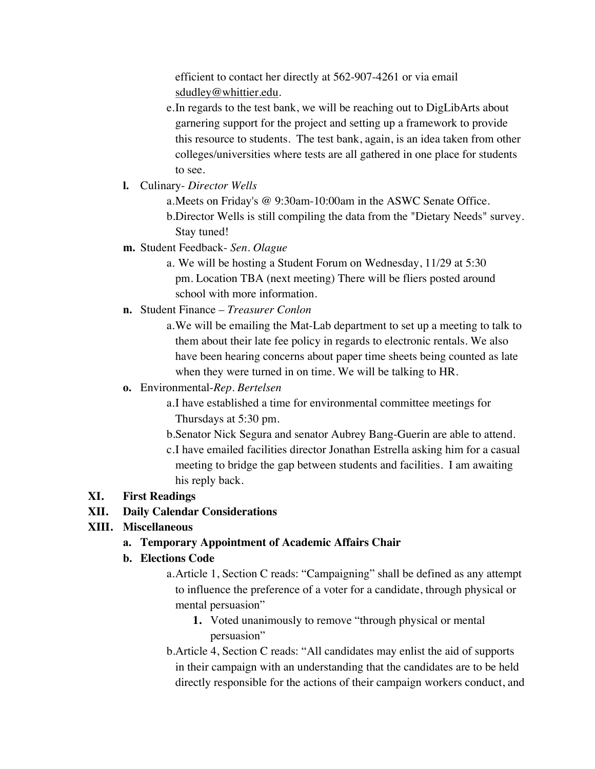efficient to contact her directly at 562-907-4261 or via email sdudley@whittier.edu.

e. In regards to the test bank, we will be reaching out to DigLibArts about garnering support for the project and setting up a framework to provide this resource to students. The test bank, again, is an idea taken from other colleges/universities where tests are all gathered in one place for students to see.

**l.** Culinary- *Director Wells*

a. Meets on Friday's @ 9:30am-10:00am in the ASWC Senate Office.

b. Director Wells is still compiling the data from the "Dietary Needs" survey. Stay tuned!

**m.** Student Feedback- *Sen. Olague*

a. We will be hosting a Student Forum on Wednesday, 11/29 at 5:30 pm. Location TBA (next meeting) There will be fliers posted around school with more information.

**n.** Student Finance – *Treasurer Conlon*

a. We will be emailing the Mat-Lab department to set up a meeting to talk to them about their late fee policy in regards to electronic rentals. We also have been hearing concerns about paper time sheets being counted as late when they were turned in on time. We will be talking to HR.

**o.** Environmental-*Rep. Bertelsen*

a. I have established a time for environmental committee meetings for Thursdays at 5:30 pm.

b. Senator Nick Segura and senator Aubrey Bang-Guerin are able to attend.

c. I have emailed facilities director Jonathan Estrella asking him for a casual meeting to bridge the gap between students and facilities. I am awaiting his reply back.

**XI. First Readings**

**XII. Daily Calendar Considerations**

**XIII. Miscellaneous**

**a. Temporary Appointment of Academic Affairs Chair**

**b. Elections Code**

a. Article 1, Section C reads: "Campaigning" shall be defined as any attempt to influence the preference of a voter for a candidate, through physical or mental persuasion"

1. Voted unanimously to remove "through physical or mental persuasion"

b. Article 4, Section C reads: "All candidates may enlist the aid of supports in their campaign with an understanding that the candidates are to be held directly responsible for the actions of their campaign workers conduct, and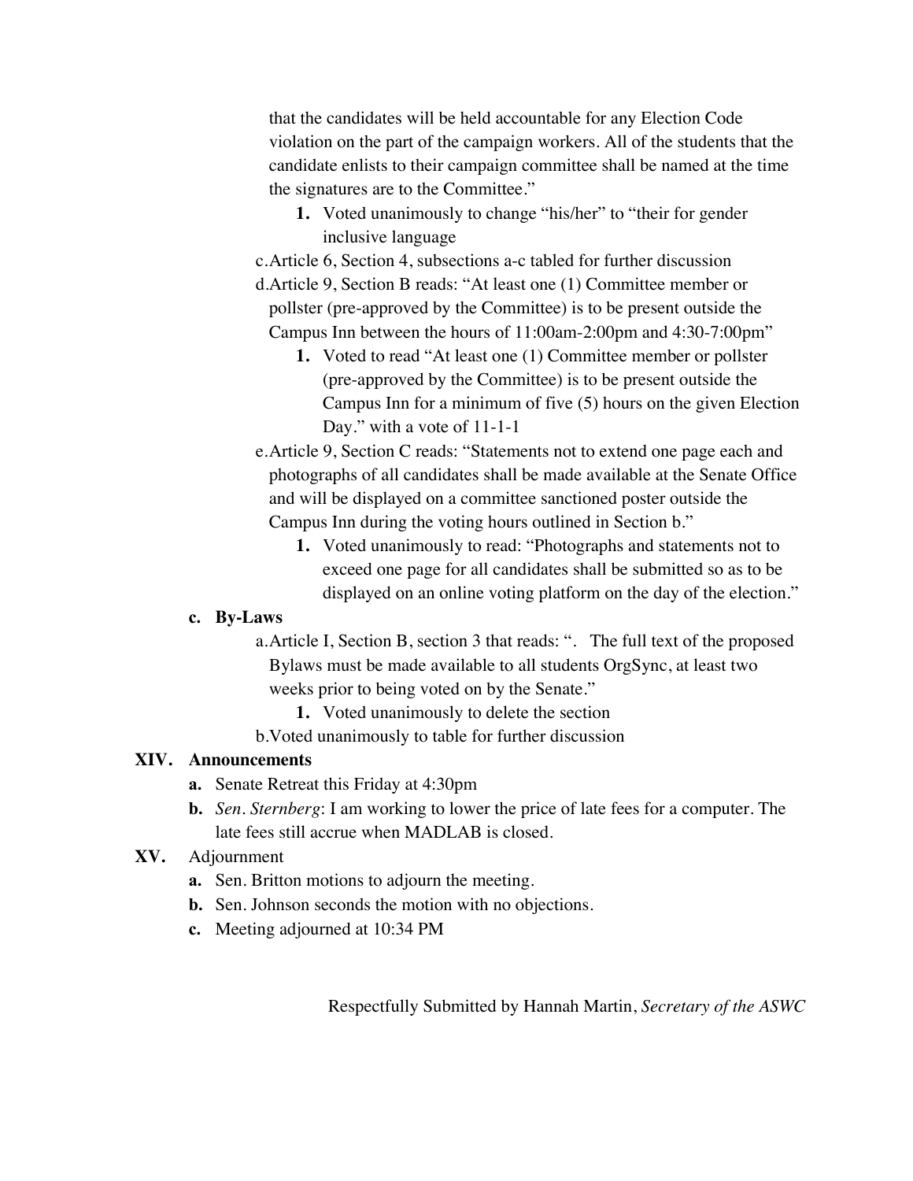that the candidates will be held accountable for any Election Code violation on the part of the campaign workers. All of the students that the candidate enlists to their campaign committee shall be named at the time the signatures are to the Committee."

1. Voted unanimously to change "his/her" to "their for gender inclusive language

c. Article 6, Section 4, subsections a-c tabled for further discussion

d. Article 9, Section B reads: "At least one (1) Committee member or pollster (pre-approved by the Committee) is to be present outside the Campus Inn between the hours of 11:00am-2:00pm and 4:30-7:00pm"

1. Voted to read "At least one (1) Committee member or pollster (pre-approved by the Committee) is to be present outside the Campus Inn for a minimum of five (5) hours on the given Election Day." with a vote of 11-1-1

e. Article 9, Section C reads: "Statements not to extend one page each and photographs of all candidates shall be made available at the Senate Office and will be displayed on a committee sanctioned poster outside the Campus Inn during the voting hours outlined in Section b."

1. Voted unanimously to read: "Photographs and statements not to exceed one page for all candidates shall be submitted so as to be displayed on an online voting platform on the day of the election."

**c. By-Laws**

a. Article I, Section B, section 3 that reads: ". The full text of the proposed Bylaws must be made available to all students OrgSync, at least two weeks prior to being voted on by the Senate."

1. Voted unanimously to delete the section

b. Voted unanimously to table for further discussion

**XIV. Announcements**

**a.** Senate Retreat this Friday at 4:30pm

**b.** *Sen. Sternberg*: I am working to lower the price of late fees for a computer. The late fees still accrue when MADLAB is closed.

**XV.** Adjournment

**a.** Sen. Britton motions to adjourn the meeting.

**b.** Sen. Johnson seconds the motion with no objections.

**c.** Meeting adjourned at 10:34 PM

Respectfully Submitted by Hannah Martin, *Secretary of the ASWC*